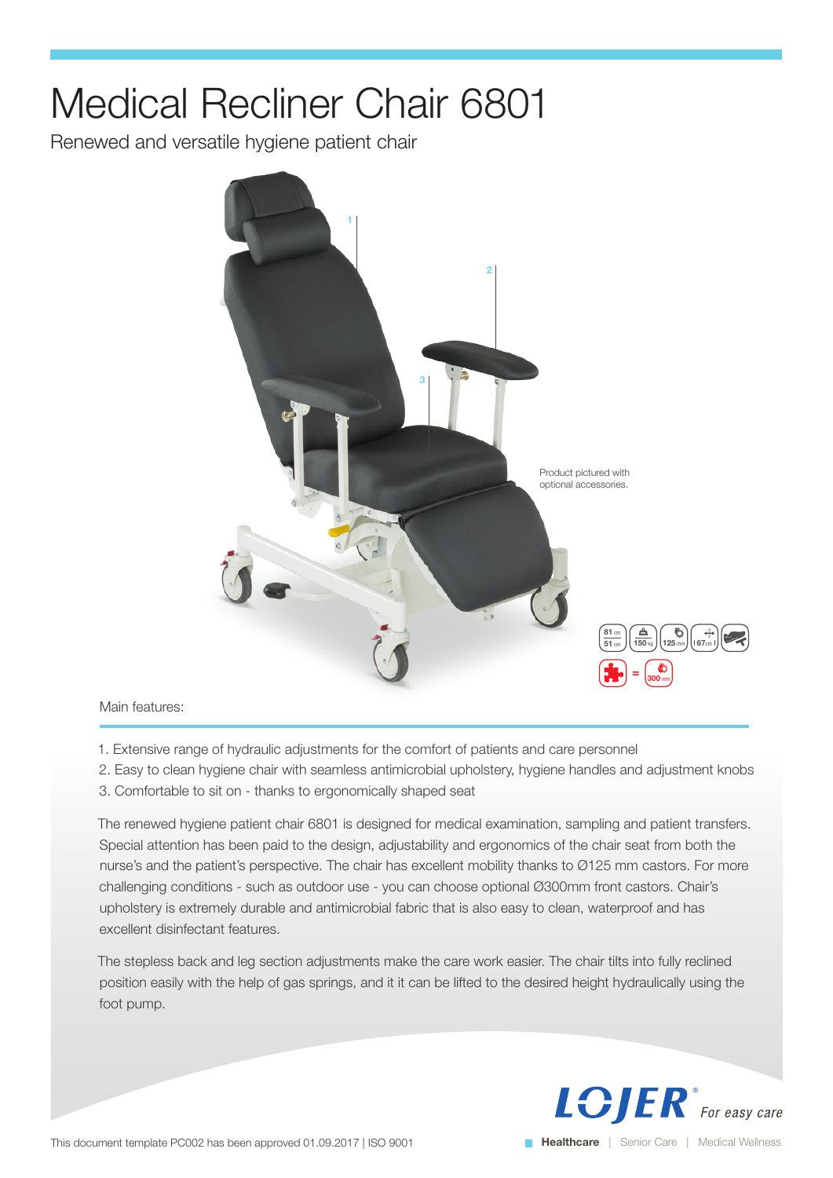# Medical Recliner Chair 6801

Renewed and versatile hygiene patient chair

Product pictured with optional accessories.

Main features:

1. Extensive range of hydraulic adjustments for the comfort of patients and care personnel
2. Easy to clean hygiene chair with seamless antimicrobial upholstery, hygiene handles and adjustment knobs
3. Comfortable to sit on - thanks to ergonomically shaped seat

The renewed hygiene patient chair 6801 is designed for medical examination, sampling and patient transfers. Special attention has been paid to the design, adjustability and ergonomics of the chair seat from both the nurse's and the patient's perspective. The chair has excellent mobility thanks to Ø125 mm castors. For more challenging conditions - such as outdoor use - you can choose optional Ø300mm front castors. Chair's upholstery is extremely durable and antimicrobial fabric that is also easy to clean, waterproof and has excellent disinfectant features.

The stepless back and leg section adjustments make the care work easier. The chair tilts into fully reclined position easily with the help of gas springs, and it it can be lifted to the desired height hydraulically using the foot pump.

LOJER For easy care

This document template PC002 has been approved 01.09.2017 | ISO 9001

Healthcare | Senior Care | Medical Wellness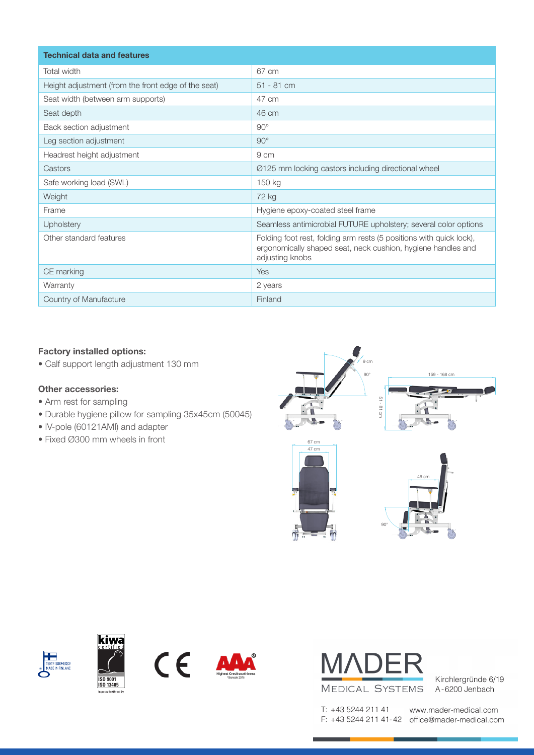| Technical data and features | |
|---|---|
| Total width | 67 cm |
| Height adjustment (from the front edge of the seat) | 51 - 81 cm |
| Seat width (between arm supports) | 47 cm |
| Seat depth | 46 cm |
| Back section adjustment | 90° |
| Leg section adjustment | 90° |
| Headrest height adjustment | 9 cm |
| Castors | Ø125 mm locking castors including directional wheel |
| Safe working load (SWL) | 150 kg |
| Weight | 72 kg |
| Frame | Hygiene epoxy-coated steel frame |
| Upholstery | Seamless antimicrobial FUTURE upholstery; several color options |
| Other standard features | Folding foot rest, folding arm rests (5 positions with quick lock), ergonomically shaped seat, neck cushion, hygiene handles and adjusting knobs |
| CE marking | Yes |
| Warranty | 2 years |
| Country of Manufacture | Finland |

**Factory installed options:**

- Calf support length adjustment 130 mm

**Other accessories:**

- Arm rest for sampling
- Durable hygiene pillow for sampling 35x45cm (50045)
- IV-pole (60121AMI) and adapter
- Fixed Ø300 mm wheels in front

9 cm
90°
51 - 81 cm
159 - 168 cm
67 cm
47 cm
46 cm
90°

MADER MEDICAL SYSTEMS

Kirchlergründe 6/19
A-6200 Jenbach

T: +43 5244 211 41
F: +43 5244 211 41-42

www.mader-medical.com
office@mader-medical.com